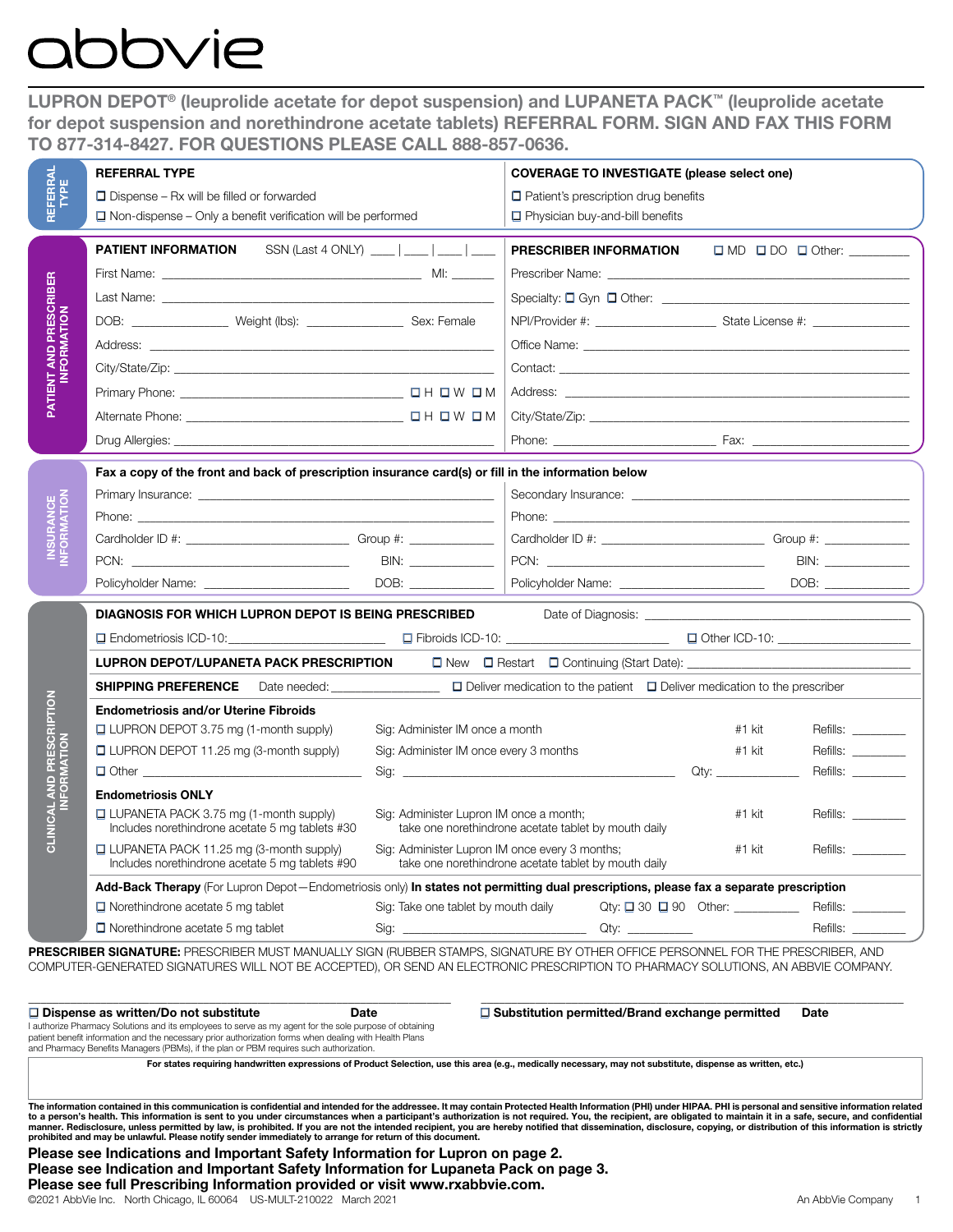abbvie

## LUPRON DEPOT® (leuprolide acetate for depot suspension) and LUPANETA PACK™ (leuprolide acetate for depot suspension and norethindrone acetate tablets) REFERRAL FORM. SIGN AND FAX THIS FORM TO 877-314-8427. FOR QUESTIONS PLEASE CALL 888-857-0636.

### REFERRAL TYPE

| REFERRAL TYPE | COVERAGE TO INVESTIGATE (please select one) |
|---|---|
| ☐ Dispense – Rx will be filled or forwarded | ☐ Patient's prescription drug benefits |
| ☐ Non-dispense – Only a benefit verification will be performed | ☐ Physician buy-and-bill benefits |

### PATIENT AND PRESCRIBER INFORMATION

| PATIENT INFORMATION SSN (Last 4 ONLY) ___ \| ___ \| ___ \| ___ | PRESCRIBER INFORMATION ☐ MD ☐ DO ☐ Other: ______ |
|---|---|
| First Name: ______ MI: ______ | Prescriber Name: ______ |
| Last Name: ______ | Specialty: ☐ Gyn ☐ Other: ______ |
| DOB: ______ Weight (lbs): ______ Sex: Female | NPI/Provider #: ______ State License #: ______ |
| Address: ______ | Office Name: ______ |
| City/State/Zip: ______ | Contact: ______ |
| Primary Phone: ______ ☐ H ☐ W ☐ M | Address: ______ |
| Alternate Phone: ______ ☐ H ☐ W ☐ M | City/State/Zip: ______ |
| Drug Allergies: ______ | Phone: ______ Fax: ______ |

### INSURANCE INFORMATION

**Fax a copy of the front and back of prescription insurance card(s) or fill in the information below**

| | |
|---|---|
| Primary Insurance: ______ | Secondary Insurance: ______ |
| Phone: ______ | Phone: ______ |
| Cardholder ID #: ______ Group #: ______ | Cardholder ID #: ______ Group #: ______ |
| PCN: ______ BIN: ______ | PCN: ______ BIN: ______ |
| Policyholder Name: ______ DOB: ______ | Policyholder Name: ______ DOB: ______ |

### CLINICAL AND PRESCRIPTION INFORMATION

**DIAGNOSIS FOR WHICH LUPRON DEPOT IS BEING PRESCRIBED** Date of Diagnosis: ______

☐ Endometriosis ICD-10: ______ ☐ Fibroids ICD-10: ______ ☐ Other ICD-10: ______

**LUPRON DEPOT/LUPANETA PACK PRESCRIPTION** ☐ New ☐ Restart ☐ Continuing (Start Date): ______

**SHIPPING PREFERENCE** Date needed: ______ ☐ Deliver medication to the patient ☐ Deliver medication to the prescriber

| Endometriosis and/or Uterine Fibroids | | | |
|---|---|---|---|
| ☐ LUPRON DEPOT 3.75 mg (1-month supply) | Sig: Administer IM once a month | #1 kit | Refills: ______ |
| ☐ LUPRON DEPOT 11.25 mg (3-month supply) | Sig: Administer IM once every 3 months | #1 kit | Refills: ______ |
| ☐ Other ______ | Sig: ______ | Qty: ______ | Refills: ______ |
| **Endometriosis ONLY** | | | |
| ☐ LUPANETA PACK 3.75 mg (1-month supply) Includes norethindrone acetate 5 mg tablets #30 | Sig: Administer Lupron IM once a month; take one norethindrone acetate tablet by mouth daily | #1 kit | Refills: ______ |
| ☐ LUPANETA PACK 11.25 mg (3-month supply) Includes norethindrone acetate 5 mg tablets #90 | Sig: Administer Lupron IM once every 3 months; take one norethindrone acetate tablet by mouth daily | #1 kit | Refills: ______ |

**Add-Back Therapy** (For Lupron Depot—Endometriosis only) **In states not permitting dual prescriptions, please fax a separate prescription**

| | | | |
|---|---|---|---|
| ☐ Norethindrone acetate 5 mg tablet | Sig: Take one tablet by mouth daily | Qty: ☐ 30 ☐ 90 Other: ______ | Refills: ______ |
| ☐ Norethindrone acetate 5 mg tablet | Sig: ______ | Qty: ______ | Refills: ______ |

**PRESCRIBER SIGNATURE:** PRESCRIBER MUST MANUALLY SIGN (RUBBER STAMPS, SIGNATURE BY OTHER OFFICE PERSONNEL FOR THE PRESCRIBER, AND COMPUTER-GENERATED SIGNATURES WILL NOT BE ACCEPTED), OR SEND AN ELECTRONIC PRESCRIPTION TO PHARMACY SOLUTIONS, AN ABBVIE COMPANY.

______________________________ ______________________________

**☐ Dispense as written/Do not substitute** **Date** **☐ Substitution permitted/Brand exchange permitted** **Date**

I authorize Pharmacy Solutions and its employees to serve as my agent for the sole purpose of obtaining patient benefit information and the necessary prior authorization forms when dealing with Health Plans and Pharmacy Benefits Managers (PBMs), if the plan or PBM requires such authorization.

**For states requiring handwritten expressions of Product Selection, use this area (e.g., medically necessary, may not substitute, dispense as written, etc.)**

**The information contained in this communication is confidential and intended for the addressee. It may contain Protected Health Information (PHI) under HIPAA. PHI is personal and sensitive information related to a person's health. This information is sent to you under circumstances when a participant's authorization is not required. You, the recipient, are obligated to maintain it in a safe, secure, and confidential manner. Redisclosure, unless permitted by law, is prohibited. If you are not the intended recipient, you are hereby notified that dissemination, disclosure, copying, or distribution of this information is strictly prohibited and may be unlawful. Please notify sender immediately to arrange for return of this document.**

**Please see Indications and Important Safety Information for Lupron on page 2.**
**Please see Indication and Important Safety Information for Lupaneta Pack on page 3.**
**Please see full Prescribing Information provided or visit www.rxabbvie.com.**

©2021 AbbVie Inc. North Chicago, IL 60064 US-MULT-210022 March 2021 An AbbVie Company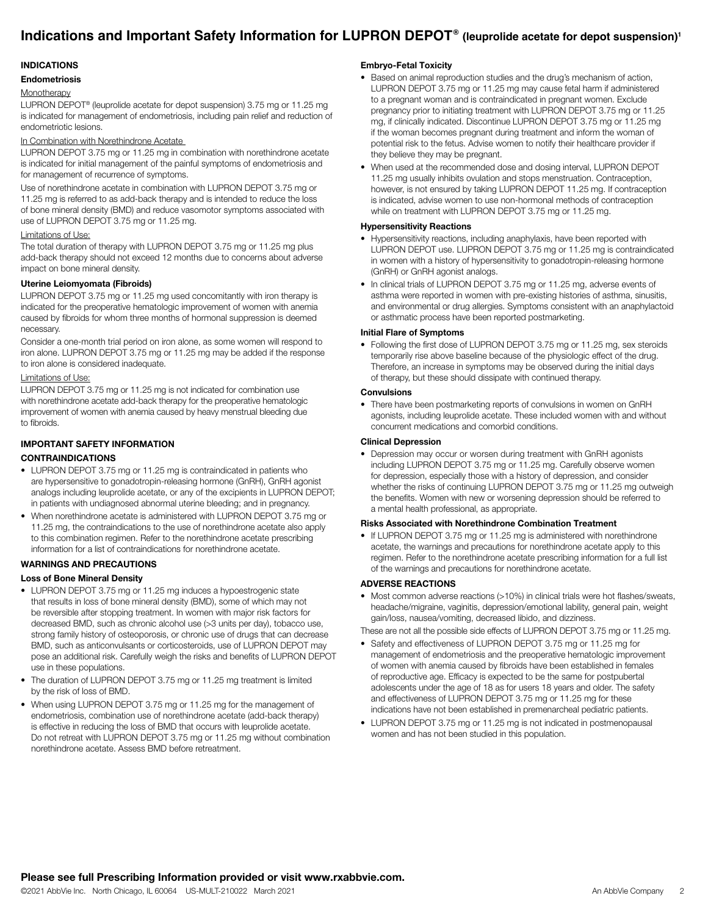# Indications and Important Safety Information for LUPRON DEPOT® (leuprolide acetate for depot suspension)[1]

## INDICATIONS

### Endometriosis

Monotherapy

LUPRON DEPOT® (leuprolide acetate for depot suspension) 3.75 mg or 11.25 mg is indicated for management of endometriosis, including pain relief and reduction of endometriotic lesions.

In Combination with Norethindrone Acetate

LUPRON DEPOT 3.75 mg or 11.25 mg in combination with norethindrone acetate is indicated for initial management of the painful symptoms of endometriosis and for management of recurrence of symptoms.

Use of norethindrone acetate in combination with LUPRON DEPOT 3.75 mg or 11.25 mg is referred to as add-back therapy and is intended to reduce the loss of bone mineral density (BMD) and reduce vasomotor symptoms associated with use of LUPRON DEPOT 3.75 mg or 11.25 mg.

Limitations of Use:

The total duration of therapy with LUPRON DEPOT 3.75 mg or 11.25 mg plus add-back therapy should not exceed 12 months due to concerns about adverse impact on bone mineral density.

### Uterine Leiomyomata (Fibroids)

LUPRON DEPOT 3.75 mg or 11.25 mg used concomitantly with iron therapy is indicated for the preoperative hematologic improvement of women with anemia caused by fibroids for whom three months of hormonal suppression is deemed necessary.

Consider a one-month trial period on iron alone, as some women will respond to iron alone. LUPRON DEPOT 3.75 mg or 11.25 mg may be added if the response to iron alone is considered inadequate.

Limitations of Use:

LUPRON DEPOT 3.75 mg or 11.25 mg is not indicated for combination use with norethindrone acetate add-back therapy for the preoperative hematologic improvement of women with anemia caused by heavy menstrual bleeding due to fibroids.

## IMPORTANT SAFETY INFORMATION

### CONTRAINDICATIONS

- LUPRON DEPOT 3.75 mg or 11.25 mg is contraindicated in patients who are hypersensitive to gonadotropin-releasing hormone (GnRH), GnRH agonist analogs including leuprolide acetate, or any of the excipients in LUPRON DEPOT; in patients with undiagnosed abnormal uterine bleeding; and in pregnancy.
- When norethindrone acetate is administered with LUPRON DEPOT 3.75 mg or 11.25 mg, the contraindications to the use of norethindrone acetate also apply to this combination regimen. Refer to the norethindrone acetate prescribing information for a list of contraindications for norethindrone acetate.

### WARNINGS AND PRECAUTIONS

#### Loss of Bone Mineral Density

- LUPRON DEPOT 3.75 mg or 11.25 mg induces a hypoestrogenic state that results in loss of bone mineral density (BMD), some of which may not be reversible after stopping treatment. In women with major risk factors for decreased BMD, such as chronic alcohol use (>3 units per day), tobacco use, strong family history of osteoporosis, or chronic use of drugs that can decrease BMD, such as anticonvulsants or corticosteroids, use of LUPRON DEPOT may pose an additional risk. Carefully weigh the risks and benefits of LUPRON DEPOT use in these populations.
- The duration of LUPRON DEPOT 3.75 mg or 11.25 mg treatment is limited by the risk of loss of BMD.
- When using LUPRON DEPOT 3.75 mg or 11.25 mg for the management of endometriosis, combination use of norethindrone acetate (add-back therapy) is effective in reducing the loss of BMD that occurs with leuprolide acetate. Do not retreat with LUPRON DEPOT 3.75 mg or 11.25 mg without combination norethindrone acetate. Assess BMD before retreatment.

#### Embryo-Fetal Toxicity

- Based on animal reproduction studies and the drug's mechanism of action, LUPRON DEPOT 3.75 mg or 11.25 mg may cause fetal harm if administered to a pregnant woman and is contraindicated in pregnant women. Exclude pregnancy prior to initiating treatment with LUPRON DEPOT 3.75 mg or 11.25 mg, if clinically indicated. Discontinue LUPRON DEPOT 3.75 mg or 11.25 mg if the woman becomes pregnant during treatment and inform the woman of potential risk to the fetus. Advise women to notify their healthcare provider if they believe they may be pregnant.
- When used at the recommended dose and dosing interval, LUPRON DEPOT 11.25 mg usually inhibits ovulation and stops menstruation. Contraception, however, is not ensured by taking LUPRON DEPOT 11.25 mg. If contraception is indicated, advise women to use non-hormonal methods of contraception while on treatment with LUPRON DEPOT 3.75 mg or 11.25 mg.

#### Hypersensitivity Reactions

- Hypersensitivity reactions, including anaphylaxis, have been reported with LUPRON DEPOT use. LUPRON DEPOT 3.75 mg or 11.25 mg is contraindicated in women with a history of hypersensitivity to gonadotropin-releasing hormone (GnRH) or GnRH agonist analogs.
- In clinical trials of LUPRON DEPOT 3.75 mg or 11.25 mg, adverse events of asthma were reported in women with pre-existing histories of asthma, sinusitis, and environmental or drug allergies. Symptoms consistent with an anaphylactoid or asthmatic process have been reported postmarketing.

#### Initial Flare of Symptoms

- Following the first dose of LUPRON DEPOT 3.75 mg or 11.25 mg, sex steroids temporarily rise above baseline because of the physiologic effect of the drug. Therefore, an increase in symptoms may be observed during the initial days of therapy, but these should dissipate with continued therapy.

#### Convulsions

- There have been postmarketing reports of convulsions in women on GnRH agonists, including leuprolide acetate. These included women with and without concurrent medications and comorbid conditions.

#### Clinical Depression

- Depression may occur or worsen during treatment with GnRH agonists including LUPRON DEPOT 3.75 mg or 11.25 mg. Carefully observe women for depression, especially those with a history of depression, and consider whether the risks of continuing LUPRON DEPOT 3.75 mg or 11.25 mg outweigh the benefits. Women with new or worsening depression should be referred to a mental health professional, as appropriate.

#### Risks Associated with Norethindrone Combination Treatment

- If LUPRON DEPOT 3.75 mg or 11.25 mg is administered with norethindrone acetate, the warnings and precautions for norethindrone acetate apply to this regimen. Refer to the norethindrone acetate prescribing information for a full list of the warnings and precautions for norethindrone acetate.

### ADVERSE REACTIONS

- Most common adverse reactions (>10%) in clinical trials were hot flashes/sweats, headache/migraine, vaginitis, depression/emotional lability, general pain, weight gain/loss, nausea/vomiting, decreased libido, and dizziness.

These are not all the possible side effects of LUPRON DEPOT 3.75 mg or 11.25 mg.

- Safety and effectiveness of LUPRON DEPOT 3.75 mg or 11.25 mg for management of endometriosis and the preoperative hematologic improvement of women with anemia caused by fibroids have been established in females of reproductive age. Efficacy is expected to be the same for postpubertal adolescents under the age of 18 as for users 18 years and older. The safety and effectiveness of LUPRON DEPOT 3.75 mg or 11.25 mg for these indications have not been established in premenarcheal pediatric patients.
- LUPRON DEPOT 3.75 mg or 11.25 mg is not indicated in postmenopausal women and has not been studied in this population.

**Please see full Prescribing Information provided or visit www.rxabbvie.com.**

©2021 AbbVie Inc. North Chicago, IL 60064 US-MULT-210022 March 2021

An AbbVie Company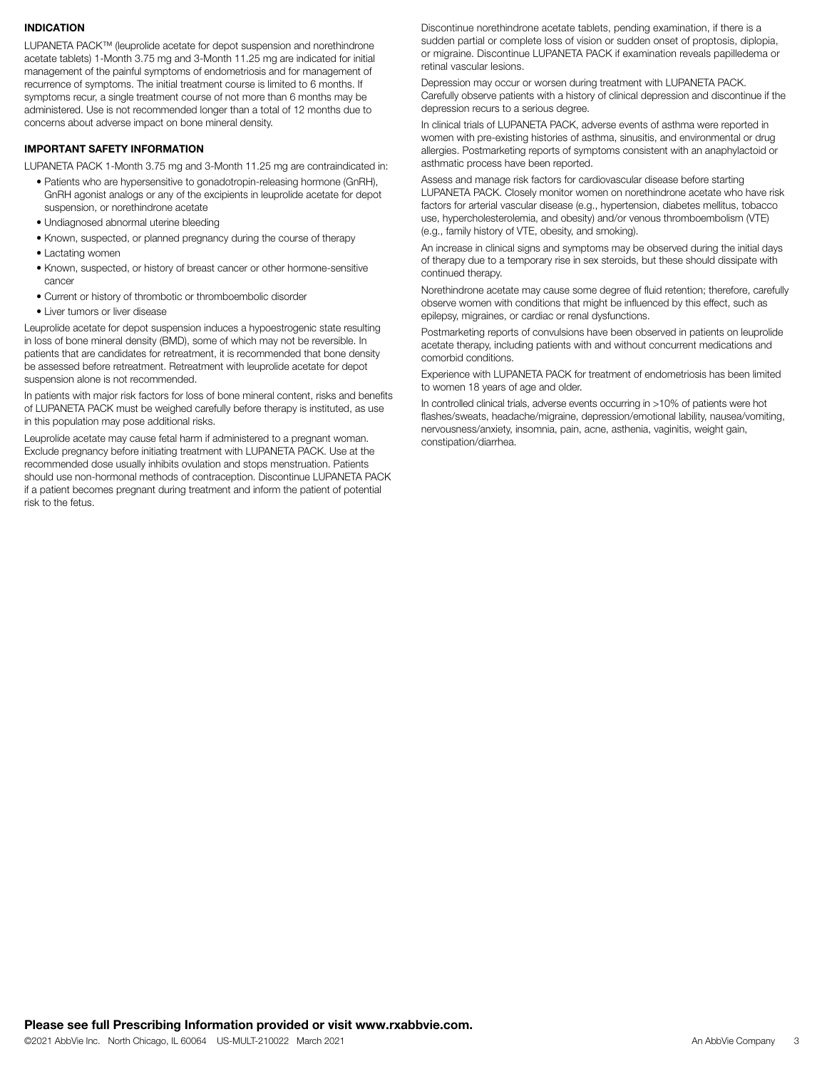**INDICATION**

LUPANETA PACK™ (leuprolide acetate for depot suspension and norethindrone acetate tablets) 1-Month 3.75 mg and 3-Month 11.25 mg are indicated for initial management of the painful symptoms of endometriosis and for management of recurrence of symptoms. The initial treatment course is limited to 6 months. If symptoms recur, a single treatment course of not more than 6 months may be administered. Use is not recommended longer than a total of 12 months due to concerns about adverse impact on bone mineral density.

**IMPORTANT SAFETY INFORMATION**

LUPANETA PACK 1-Month 3.75 mg and 3-Month 11.25 mg are contraindicated in:

- Patients who are hypersensitive to gonadotropin-releasing hormone (GnRH), GnRH agonist analogs or any of the excipients in leuprolide acetate for depot suspension, or norethindrone acetate
- Undiagnosed abnormal uterine bleeding
- Known, suspected, or planned pregnancy during the course of therapy
- Lactating women
- Known, suspected, or history of breast cancer or other hormone-sensitive cancer
- Current or history of thrombotic or thromboembolic disorder
- Liver tumors or liver disease

Leuprolide acetate for depot suspension induces a hypoestrogenic state resulting in loss of bone mineral density (BMD), some of which may not be reversible. In patients that are candidates for retreatment, it is recommended that bone density be assessed before retreatment. Retreatment with leuprolide acetate for depot suspension alone is not recommended.

In patients with major risk factors for loss of bone mineral content, risks and benefits of LUPANETA PACK must be weighed carefully before therapy is instituted, as use in this population may pose additional risks.

Leuprolide acetate may cause fetal harm if administered to a pregnant woman. Exclude pregnancy before initiating treatment with LUPANETA PACK. Use at the recommended dose usually inhibits ovulation and stops menstruation. Patients should use non-hormonal methods of contraception. Discontinue LUPANETA PACK if a patient becomes pregnant during treatment and inform the patient of potential risk to the fetus.

Discontinue norethindrone acetate tablets, pending examination, if there is a sudden partial or complete loss of vision or sudden onset of proptosis, diplopia, or migraine. Discontinue LUPANETA PACK if examination reveals papilledema or retinal vascular lesions.

Depression may occur or worsen during treatment with LUPANETA PACK. Carefully observe patients with a history of clinical depression and discontinue if the depression recurs to a serious degree.

In clinical trials of LUPANETA PACK, adverse events of asthma were reported in women with pre-existing histories of asthma, sinusitis, and environmental or drug allergies. Postmarketing reports of symptoms consistent with an anaphylactoid or asthmatic process have been reported.

Assess and manage risk factors for cardiovascular disease before starting LUPANETA PACK. Closely monitor women on norethindrone acetate who have risk factors for arterial vascular disease (e.g., hypertension, diabetes mellitus, tobacco use, hypercholesterolemia, and obesity) and/or venous thromboembolism (VTE) (e.g., family history of VTE, obesity, and smoking).

An increase in clinical signs and symptoms may be observed during the initial days of therapy due to a temporary rise in sex steroids, but these should dissipate with continued therapy.

Norethindrone acetate may cause some degree of fluid retention; therefore, carefully observe women with conditions that might be influenced by this effect, such as epilepsy, migraines, or cardiac or renal dysfunctions.

Postmarketing reports of convulsions have been observed in patients on leuprolide acetate therapy, including patients with and without concurrent medications and comorbid conditions.

Experience with LUPANETA PACK for treatment of endometriosis has been limited to women 18 years of age and older.

In controlled clinical trials, adverse events occurring in >10% of patients were hot flashes/sweats, headache/migraine, depression/emotional lability, nausea/vomiting, nervousness/anxiety, insomnia, pain, acne, asthenia, vaginitis, weight gain, constipation/diarrhea.

**Please see full Prescribing Information provided or visit www.rxabbvie.com.**

©2021 AbbVie Inc. North Chicago, IL 60064 US-MULT-210022 March 2021

An AbbVie Company